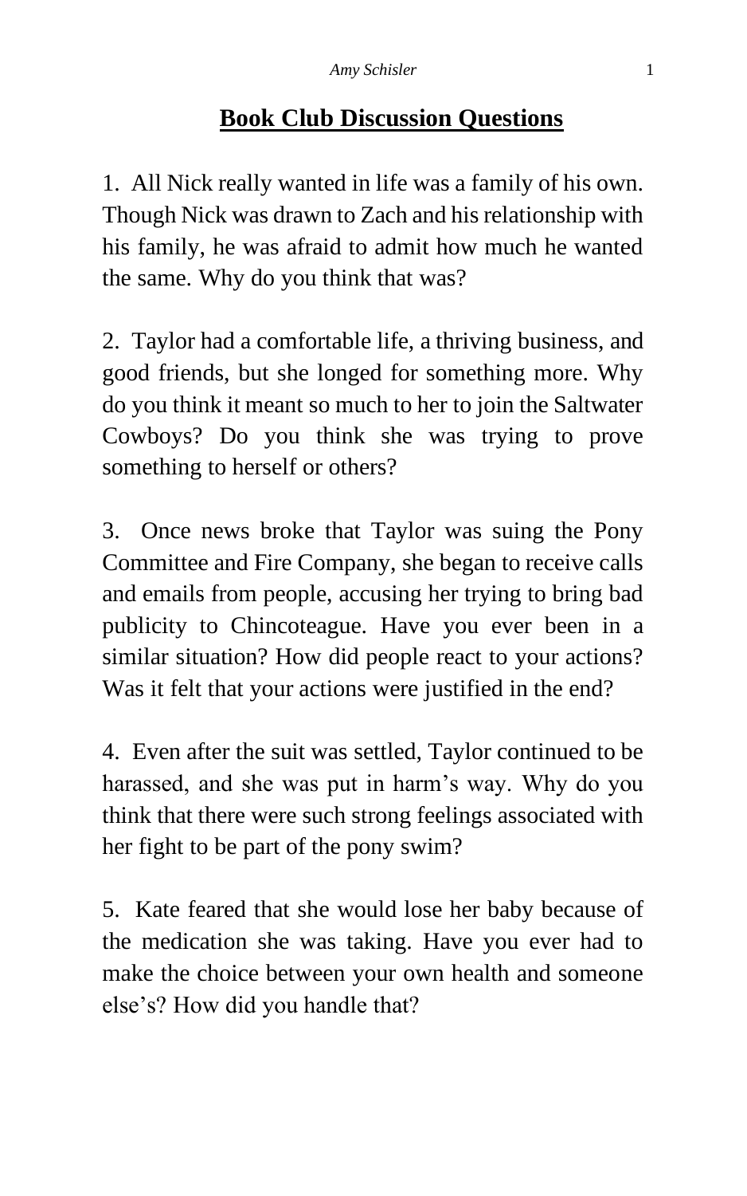# Book Club Discussion Questions

1. All Nick really wanted in life was a family of his own. Though Nick was drawn to Zach and his relationship with his family, he was afraid to admit how much he wanted the same. Why do you think that was?

2. Taylor had a comfortable life, a thriving business, and good friends, but she longed for something more. Why do you think it meant so much to her to join the Saltwater Cowboys? Do you think she was trying to prove something to herself or others?

3. Once news broke that Taylor was suing the Pony Committee and Fire Company, she began to receive calls and emails from people, accusing her trying to bring bad publicity to Chincoteague. Have you ever been in a similar situation? How did people react to your actions? Was it felt that your actions were justified in the end?

4. Even after the suit was settled, Taylor continued to be harassed, and she was put in harm's way. Why do you think that there were such strong feelings associated with her fight to be part of the pony swim?

5. Kate feared that she would lose her baby because of the medication she was taking. Have you ever had to make the choice between your own health and someone else's? How did you handle that?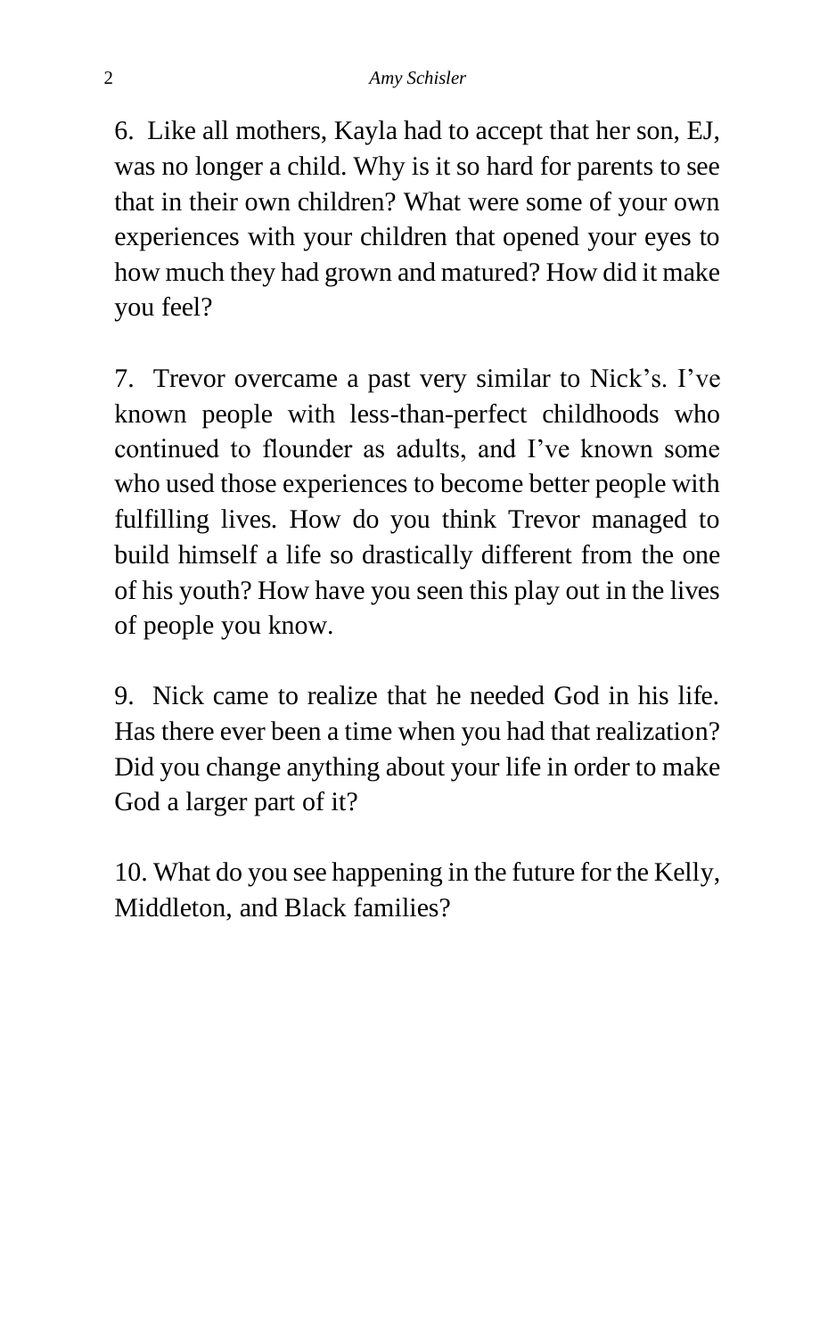6. Like all mothers, Kayla had to accept that her son, EJ, was no longer a child. Why is it so hard for parents to see that in their own children? What were some of your own experiences with your children that opened your eyes to how much they had grown and matured? How did it make you feel?

7. Trevor overcame a past very similar to Nick's. I've known people with less-than-perfect childhoods who continued to flounder as adults, and I've known some who used those experiences to become better people with fulfilling lives. How do you think Trevor managed to build himself a life so drastically different from the one of his youth? How have you seen this play out in the lives of people you know.

9. Nick came to realize that he needed God in his life. Has there ever been a time when you had that realization? Did you change anything about your life in order to make God a larger part of it?

10. What do you see happening in the future for the Kelly, Middleton, and Black families?